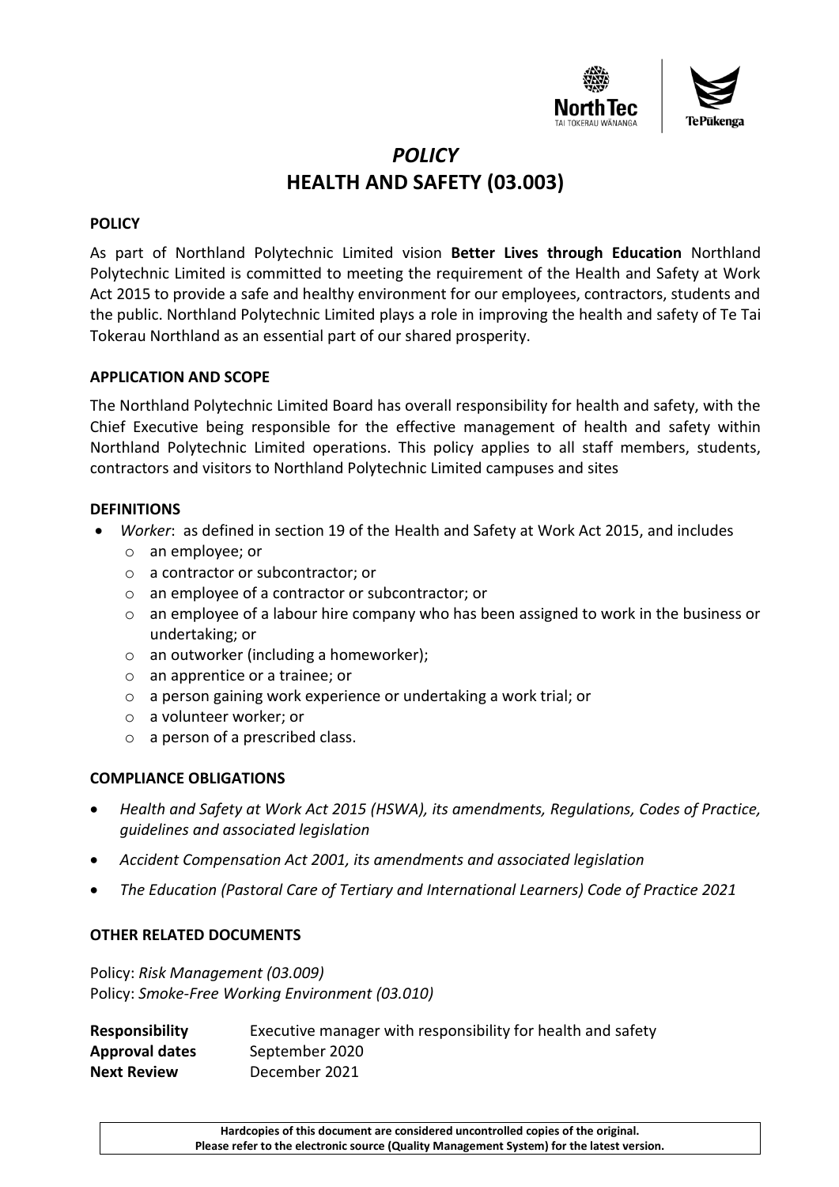# *POLICY*
# HEALTH AND SAFETY (03.003)

**POLICY**

As part of Northland Polytechnic Limited vision **Better Lives through Education** Northland Polytechnic Limited is committed to meeting the requirement of the Health and Safety at Work Act 2015 to provide a safe and healthy environment for our employees, contractors, students and the public. Northland Polytechnic Limited plays a role in improving the health and safety of Te Tai Tokerau Northland as an essential part of our shared prosperity.

**APPLICATION AND SCOPE**

The Northland Polytechnic Limited Board has overall responsibility for health and safety, with the Chief Executive being responsible for the effective management of health and safety within Northland Polytechnic Limited operations. This policy applies to all staff members, students, contractors and visitors to Northland Polytechnic Limited campuses and sites

**DEFINITIONS**

- *Worker*: as defined in section 19 of the Health and Safety at Work Act 2015, and includes
  - an employee; or
  - a contractor or subcontractor; or
  - an employee of a contractor or subcontractor; or
  - an employee of a labour hire company who has been assigned to work in the business or undertaking; or
  - an outworker (including a homeworker);
  - an apprentice or a trainee; or
  - a person gaining work experience or undertaking a work trial; or
  - a volunteer worker; or
  - a person of a prescribed class.

**COMPLIANCE OBLIGATIONS**

- *Health and Safety at Work Act 2015 (HSWA), its amendments, Regulations, Codes of Practice, guidelines and associated legislation*
- *Accident Compensation Act 2001, its amendments and associated legislation*
- *The Education (Pastoral Care of Tertiary and International Learners) Code of Practice 2021*

**OTHER RELATED DOCUMENTS**

Policy: *Risk Management (03.009)*
Policy: *Smoke-Free Working Environment (03.010)*

| | |
|---|---|
| **Responsibility** | Executive manager with responsibility for health and safety |
| **Approval dates** | September 2020 |
| **Next Review** | December 2021 |

**Hardcopies of this document are considered uncontrolled copies of the original. Please refer to the electronic source (Quality Management System) for the latest version.**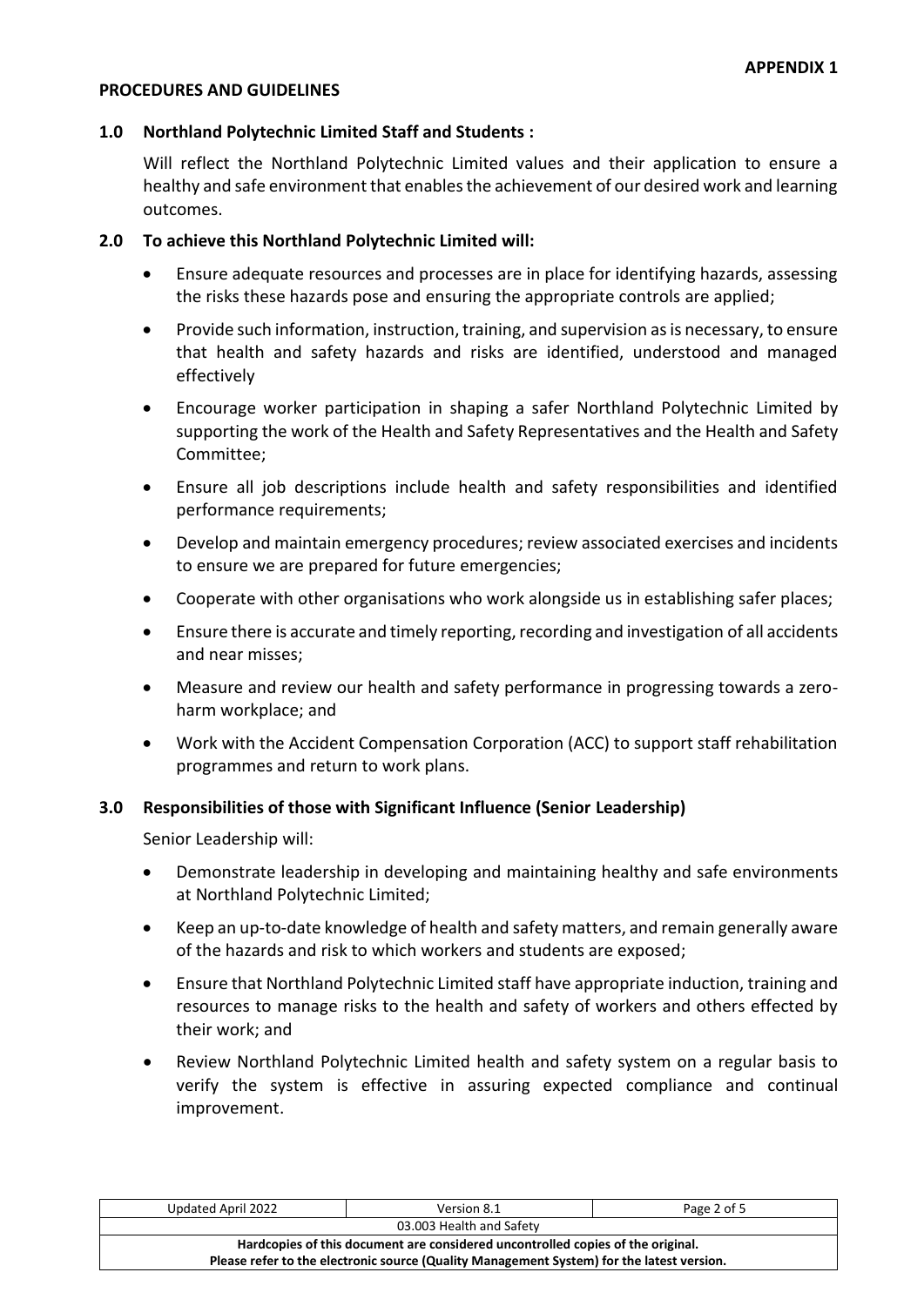**APPENDIX 1**

**PROCEDURES AND GUIDELINES**

## 1.0 Northland Polytechnic Limited Staff and Students :

Will reflect the Northland Polytechnic Limited values and their application to ensure a healthy and safe environment that enables the achievement of our desired work and learning outcomes.

## 2.0 To achieve this Northland Polytechnic Limited will:

- Ensure adequate resources and processes are in place for identifying hazards, assessing the risks these hazards pose and ensuring the appropriate controls are applied;
- Provide such information, instruction, training, and supervision as is necessary, to ensure that health and safety hazards and risks are identified, understood and managed effectively
- Encourage worker participation in shaping a safer Northland Polytechnic Limited by supporting the work of the Health and Safety Representatives and the Health and Safety Committee;
- Ensure all job descriptions include health and safety responsibilities and identified performance requirements;
- Develop and maintain emergency procedures; review associated exercises and incidents to ensure we are prepared for future emergencies;
- Cooperate with other organisations who work alongside us in establishing safer places;
- Ensure there is accurate and timely reporting, recording and investigation of all accidents and near misses;
- Measure and review our health and safety performance in progressing towards a zero-harm workplace; and
- Work with the Accident Compensation Corporation (ACC) to support staff rehabilitation programmes and return to work plans.

## 3.0 Responsibilities of those with Significant Influence (Senior Leadership)

Senior Leadership will:

- Demonstrate leadership in developing and maintaining healthy and safe environments at Northland Polytechnic Limited;
- Keep an up-to-date knowledge of health and safety matters, and remain generally aware of the hazards and risk to which workers and students are exposed;
- Ensure that Northland Polytechnic Limited staff have appropriate induction, training and resources to manage risks to the health and safety of workers and others effected by their work; and
- Review Northland Polytechnic Limited health and safety system on a regular basis to verify the system is effective in assuring expected compliance and continual improvement.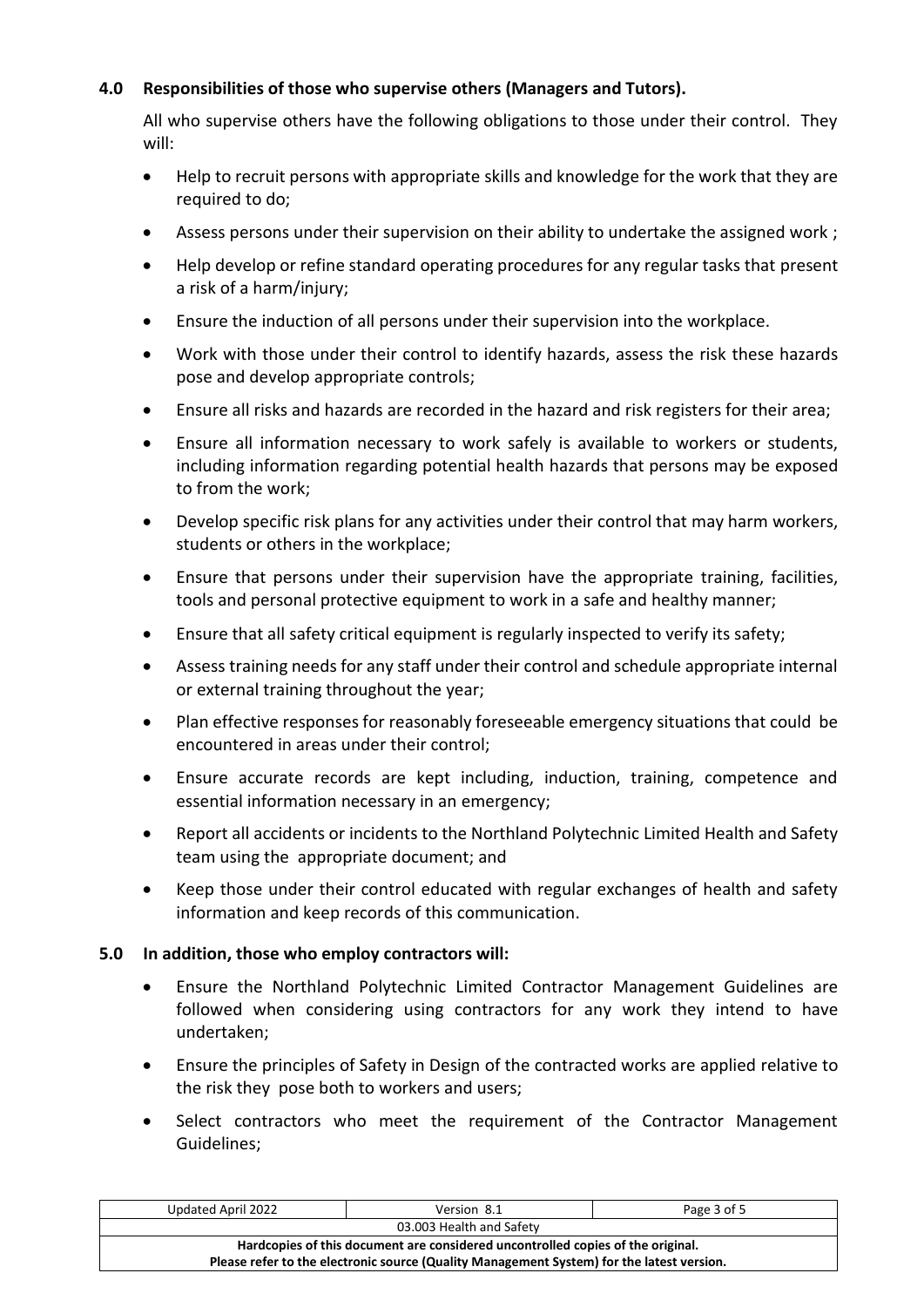## 4.0 Responsibilities of those who supervise others (Managers and Tutors).

All who supervise others have the following obligations to those under their control. They will:

- Help to recruit persons with appropriate skills and knowledge for the work that they are required to do;
- Assess persons under their supervision on their ability to undertake the assigned work ;
- Help develop or refine standard operating procedures for any regular tasks that present a risk of a harm/injury;
- Ensure the induction of all persons under their supervision into the workplace.
- Work with those under their control to identify hazards, assess the risk these hazards pose and develop appropriate controls;
- Ensure all risks and hazards are recorded in the hazard and risk registers for their area;
- Ensure all information necessary to work safely is available to workers or students, including information regarding potential health hazards that persons may be exposed to from the work;
- Develop specific risk plans for any activities under their control that may harm workers, students or others in the workplace;
- Ensure that persons under their supervision have the appropriate training, facilities, tools and personal protective equipment to work in a safe and healthy manner;
- Ensure that all safety critical equipment is regularly inspected to verify its safety;
- Assess training needs for any staff under their control and schedule appropriate internal or external training throughout the year;
- Plan effective responses for reasonably foreseeable emergency situations that could be encountered in areas under their control;
- Ensure accurate records are kept including, induction, training, competence and essential information necessary in an emergency;
- Report all accidents or incidents to the Northland Polytechnic Limited Health and Safety team using the appropriate document; and
- Keep those under their control educated with regular exchanges of health and safety information and keep records of this communication.

## 5.0 In addition, those who employ contractors will:

- Ensure the Northland Polytechnic Limited Contractor Management Guidelines are followed when considering using contractors for any work they intend to have undertaken;
- Ensure the principles of Safety in Design of the contracted works are applied relative to the risk they pose both to workers and users;
- Select contractors who meet the requirement of the Contractor Management Guidelines;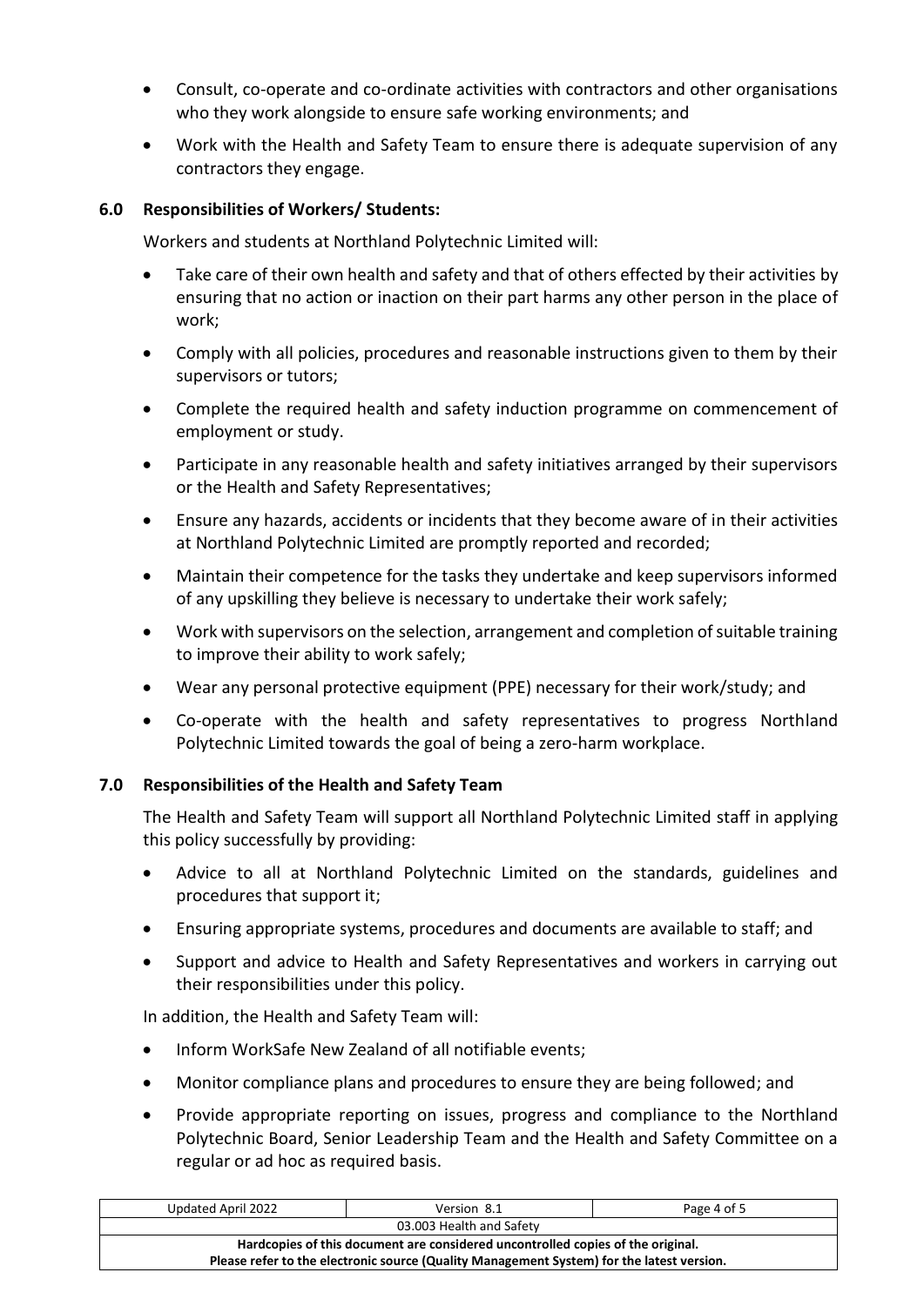- Consult, co-operate and co-ordinate activities with contractors and other organisations who they work alongside to ensure safe working environments; and
- Work with the Health and Safety Team to ensure there is adequate supervision of any contractors they engage.

## 6.0 Responsibilities of Workers/ Students:

Workers and students at Northland Polytechnic Limited will:

- Take care of their own health and safety and that of others effected by their activities by ensuring that no action or inaction on their part harms any other person in the place of work;
- Comply with all policies, procedures and reasonable instructions given to them by their supervisors or tutors;
- Complete the required health and safety induction programme on commencement of employment or study.
- Participate in any reasonable health and safety initiatives arranged by their supervisors or the Health and Safety Representatives;
- Ensure any hazards, accidents or incidents that they become aware of in their activities at Northland Polytechnic Limited are promptly reported and recorded;
- Maintain their competence for the tasks they undertake and keep supervisors informed of any upskilling they believe is necessary to undertake their work safely;
- Work with supervisors on the selection, arrangement and completion of suitable training to improve their ability to work safely;
- Wear any personal protective equipment (PPE) necessary for their work/study; and
- Co-operate with the health and safety representatives to progress Northland Polytechnic Limited towards the goal of being a zero-harm workplace.

## 7.0 Responsibilities of the Health and Safety Team

The Health and Safety Team will support all Northland Polytechnic Limited staff in applying this policy successfully by providing:

- Advice to all at Northland Polytechnic Limited on the standards, guidelines and procedures that support it;
- Ensuring appropriate systems, procedures and documents are available to staff; and
- Support and advice to Health and Safety Representatives and workers in carrying out their responsibilities under this policy.

In addition, the Health and Safety Team will:

- Inform WorkSafe New Zealand of all notifiable events;
- Monitor compliance plans and procedures to ensure they are being followed; and
- Provide appropriate reporting on issues, progress and compliance to the Northland Polytechnic Board, Senior Leadership Team and the Health and Safety Committee on a regular or ad hoc as required basis.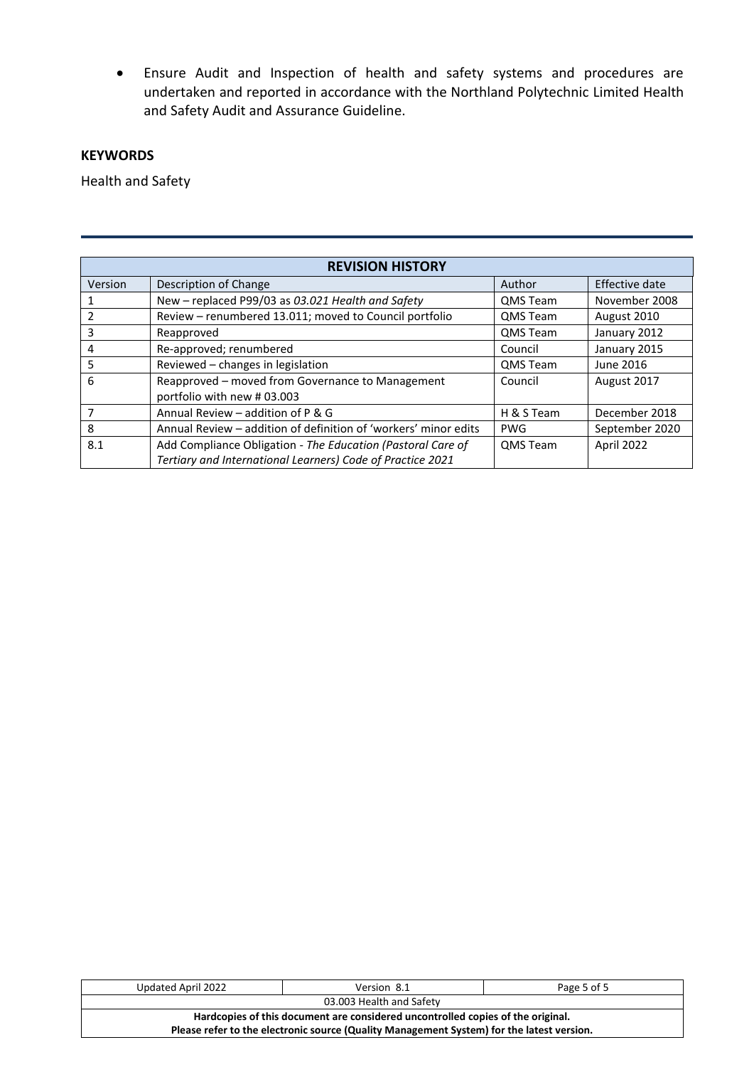- Ensure Audit and Inspection of health and safety systems and procedures are undertaken and reported in accordance with the Northland Polytechnic Limited Health and Safety Audit and Assurance Guideline.

**KEYWORDS**

Health and Safety

| **REVISION HISTORY** | | | |
|---|---|---|---|
| Version | Description of Change | Author | Effective date |
| 1 | New – replaced P99/03 as *03.021 Health and Safety* | QMS Team | November 2008 |
| 2 | Review – renumbered 13.011; moved to Council portfolio | QMS Team | August 2010 |
| 3 | Reapproved | QMS Team | January 2012 |
| 4 | Re-approved; renumbered | Council | January 2015 |
| 5 | Reviewed – changes in legislation | QMS Team | June 2016 |
| 6 | Reapproved – moved from Governance to Management portfolio with new # 03.003 | Council | August 2017 |
| 7 | Annual Review – addition of P & G | H & S Team | December 2018 |
| 8 | Annual Review – addition of definition of 'workers' minor edits | PWG | September 2020 |
| 8.1 | Add Compliance Obligation - *The Education (Pastoral Care of Tertiary and International Learners) Code of Practice 2021* | QMS Team | April 2022 |